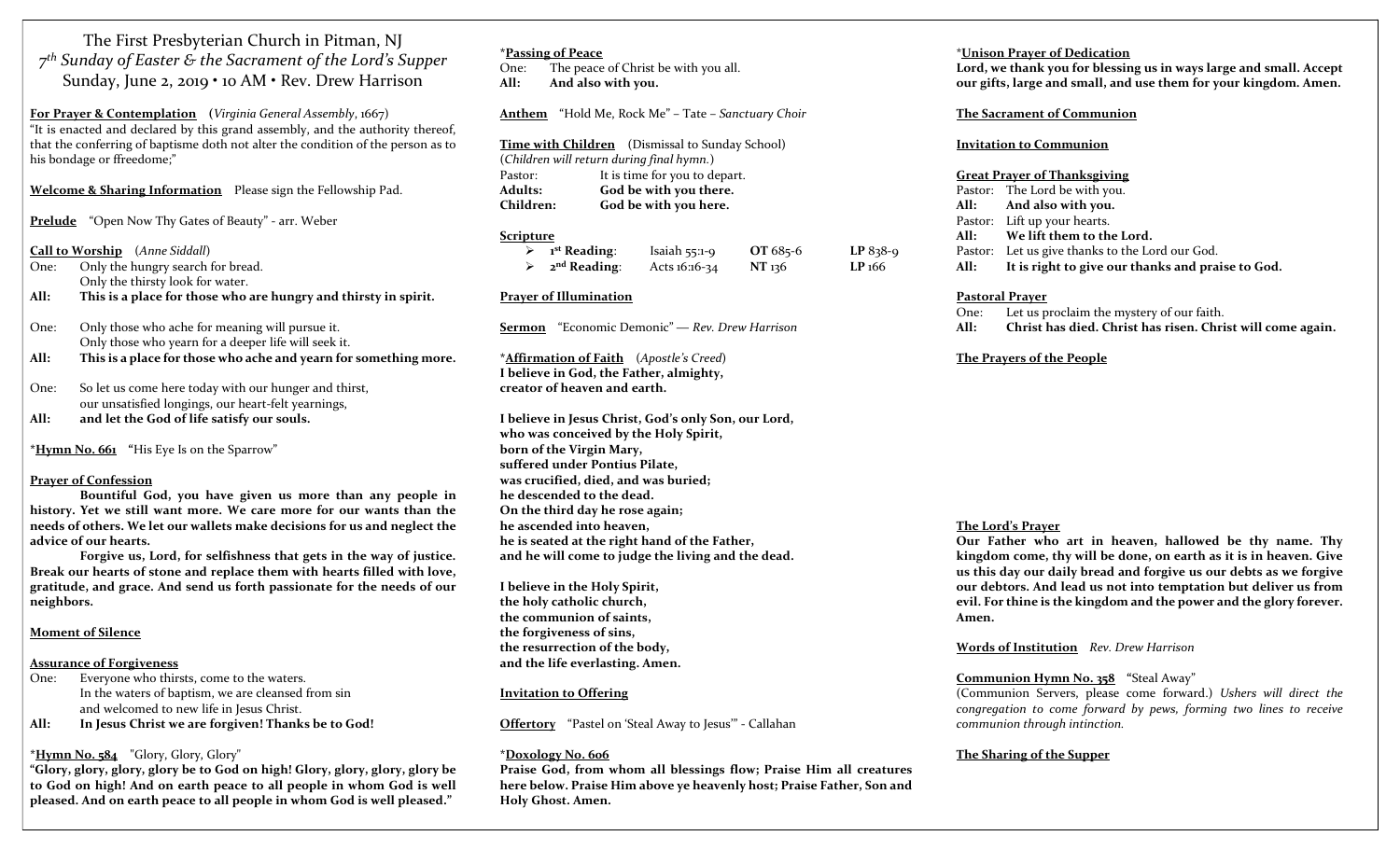# The First Presbyterian Church in Pitman, NJ

## *7th Sunday of Easter & the Sacrament of the Lord's Supper*

## Sunday, June 2, 2019 • 10 AM • Rev. Drew Harrison

**For Prayer & Contemplation** (*Virginia General Assembly*, 1667)
"It is enacted and declared by this grand assembly, and the authority thereof, that the conferring of baptisme doth not alter the condition of the person as to his bondage or ffreedome;"

**Welcome & Sharing Information** Please sign the Fellowship Pad.

**Prelude** "Open Now Thy Gates of Beauty" - arr. Weber

**Call to Worship** (*Anne Siddall*)
One: Only the hungry search for bread.
Only the thirsty look for water.
**All: This is a place for those who are hungry and thirsty in spirit.**

One: Only those who ache for meaning will pursue it.
Only those who yearn for a deeper life will seek it.
**All: This is a place for those who ache and yearn for something more.**

One: So let us come here today with our hunger and thirst,
our unsatisfied longings, our heart-felt yearnings,
**All: and let the God of life satisfy our souls.**

\***Hymn No. 661** "His Eye Is on the Sparrow"

**Prayer of Confession**
**Bountiful God, you have given us more than any people in history. Yet we still want more. We care more for our wants than the needs of others. We let our wallets make decisions for us and neglect the advice of our hearts.**
**Forgive us, Lord, for selfishness that gets in the way of justice. Break our hearts of stone and replace them with hearts filled with love, gratitude, and grace. And send us forth passionate for the needs of our neighbors.**

**Moment of Silence**

**Assurance of Forgiveness**
One: Everyone who thirsts, come to the waters.
In the waters of baptism, we are cleansed from sin
and welcomed to new life in Jesus Christ.
**All: In Jesus Christ we are forgiven! Thanks be to God!**

\***Hymn No. 584** "Glory, Glory, Glory"
**"Glory, glory, glory, glory be to God on high! Glory, glory, glory, glory be to God on high! And on earth peace to all people in whom God is well pleased. And on earth peace to all people in whom God is well pleased."**

\***Passing of Peace**
One: The peace of Christ be with you all.
**All: And also with you.**

**Anthem** "Hold Me, Rock Me" – Tate – *Sanctuary Choir*

**Time with Children** (Dismissal to Sunday School)
(*Children will return during final hymn.*)
Pastor: It is time for you to depart.
**Adults: God be with you there.**
**Children: God be with you here.**

**Scripture**

- **1st Reading**: Isaiah 55:1-9 **OT** 685-6 **LP** 838-9
- **2nd Reading**: Acts 16:16-34 **NT** 136 **LP** 166

**Prayer of Illumination**

**Sermon** "Economic Demonic" — *Rev. Drew Harrison*

\***Affirmation of Faith** (*Apostle's Creed*)
**I believe in God, the Father, almighty,
creator of heaven and earth.**

**I believe in Jesus Christ, God's only Son, our Lord,
who was conceived by the Holy Spirit,
born of the Virgin Mary,
suffered under Pontius Pilate,
was crucified, died, and was buried;
he descended to the dead.
On the third day he rose again;
he ascended into heaven,
he is seated at the right hand of the Father,
and he will come to judge the living and the dead.**

**I believe in the Holy Spirit,
the holy catholic church,
the communion of saints,
the forgiveness of sins,
the resurrection of the body,
and the life everlasting. Amen.**

**Invitation to Offering**

**Offertory** "Pastel on 'Steal Away to Jesus'" - Callahan

\***Doxology No. 606**
**Praise God, from whom all blessings flow; Praise Him all creatures here below. Praise Him above ye heavenly host; Praise Father, Son and Holy Ghost. Amen.**

\***Unison Prayer of Dedication**
**Lord, we thank you for blessing us in ways large and small. Accept our gifts, large and small, and use them for your kingdom. Amen.**

**The Sacrament of Communion**

**Invitation to Communion**

**Great Prayer of Thanksgiving**
Pastor: The Lord be with you.
**All: And also with you.**
Pastor: Lift up your hearts.
**All: We lift them to the Lord.**
Pastor: Let us give thanks to the Lord our God.
**All: It is right to give our thanks and praise to God.**

**Pastoral Prayer**
One: Let us proclaim the mystery of our faith.
**All: Christ has died. Christ has risen. Christ will come again.**

**The Prayers of the People**

**The Lord's Prayer**
**Our Father who art in heaven, hallowed be thy name. Thy kingdom come, thy will be done, on earth as it is in heaven. Give us this day our daily bread and forgive us our debts as we forgive our debtors. And lead us not into temptation but deliver us from evil. For thine is the kingdom and the power and the glory forever. Amen.**

**Words of Institution** *Rev. Drew Harrison*

**Communion Hymn No. 358** "Steal Away"
(Communion Servers, please come forward.) *Ushers will direct the congregation to come forward by pews, forming two lines to receive communion through intinction.*

**The Sharing of the Supper**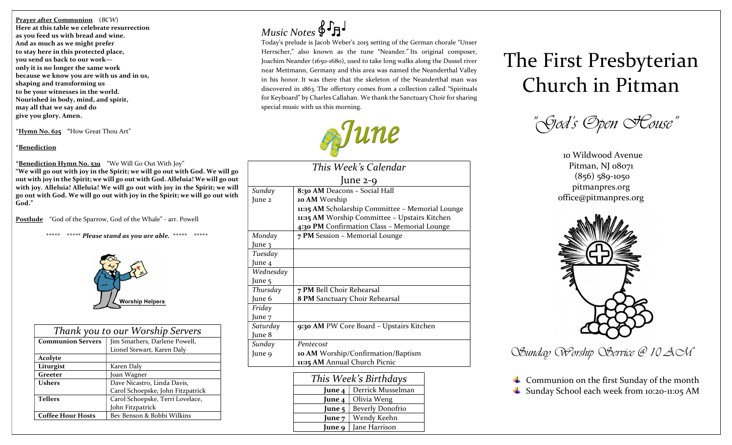**Prayer after Communion** (*BCW*)
**Here at this table we celebrate resurrection as you feed us with bread and wine. And as much as we might prefer to stay here in this protected place, you send us back to our work— only it is no longer the same work because we know you are with us and in us, shaping and transforming us to be your witnesses in the world. Nourished in body, mind, and spirit, may all that we say and do give you glory. Amen.**

\***Hymn No. 625** "How Great Thou Art"

\***Benediction**

\***Benediction Hymn No. 539** "We Will Go Out With Joy"
**"We will go out with joy in the Spirit; we will go out with God. We will go out with joy in the Spirit; we will go out with God. Alleluia! We will go out with joy. Alleluia! Alleluia! We will go out with joy in the Spirit; we will go out with God. We will go out with joy in the Spirit; we will go out with God."**

**Postlude** "God of the Sparrow, God of the Whale" - arr. Powell

\*\*\*\*\* \*\*\*\*\* ***Please stand as you are able.*** \*\*\*\*\* \*\*\*\*\*

Worship Helpers

| *Thank you to our Worship Servers* | |
|---|---|
| **Communion Servers** | Jim Smathers, Darlene Powell, Lionel Stewart, Karen Daly |
| **Acolyte** | |
| **Liturgist** | Karen Daly |
| **Greeter** | Joan Wagner |
| **Ushers** | Dave Nicastro, Linda Davis, Carol Schoepske, John Fitzpatrick |
| **Tellers** | Carol Schoepske, Terri Lovelace, John Fitzpatrick |
| **Coffee Hour Hosts** | Bev Benson & Bobbi Wilkins |

## *Music Notes*

Today's prelude is Jacob Weber's 2015 setting of the German chorale "Unser Herrscher," also known as the tune "Neander." Its original composer, Joachim Neander (1650-1680), used to take long walks along the Dussel river near Mettmann, Germany and this area was named the Neanderthal Valley in his honor. It was there that the skeleton of the Neanderthal man was discovered in 1863. The offertory comes from a collection called "Spirituals for Keyboard" by Charles Callahan. We thank the Sanctuary Choir for sharing special music with us this morning.

*June*

| *This Week's Calendar* June 2-9 | |
|---|---|
| *Sunday* June 2 | **8:30 AM** Deacons – Social Hall<br>**10 AM** Worship<br>**11:15 AM** Scholarship Committee – Memorial Lounge<br>**11:15 AM** Worship Committee – Upstairs Kitchen<br>**4:30 PM** Confirmation Class – Memorial Lounge |
| *Monday* June 3 | **7 PM** Session – Memorial Lounge |
| *Tuesday* June 4 | |
| *Wednesday* June 5 | |
| *Thursday* June 6 | **7 PM** Bell Choir Rehearsal<br>**8 PM** Sanctuary Choir Rehearsal |
| *Friday* June 7 | |
| *Saturday* June 8 | **9:30 AM** PW Core Board – Upstairs Kitchen |
| *Sunday* June 9 | *Pentecost*<br>**10 AM** Worship/Confirmation/Baptism<br>**11:15 AM** Annual Church Picnic |

| *This Week's Birthdays* | |
|---|---|
| **June 4** | Derrick Musselman |
| **June 4** | Olivia Weng |
| **June 5** | Beverly Donofrio |
| **June 7** | Wendy Keehn |
| **June 9** | Jane Harrison |

# The First Presbyterian Church in Pitman

*"God's Open House"*

10 Wildwood Avenue
Pitman, NJ 08071
(856) 589-1050
pitmanpres.org
office@pitmanpres.org

*Sunday Worship Service @ 10 AM*

- Communion on the first Sunday of the month
- Sunday School each week from 10:20-11:05 AM